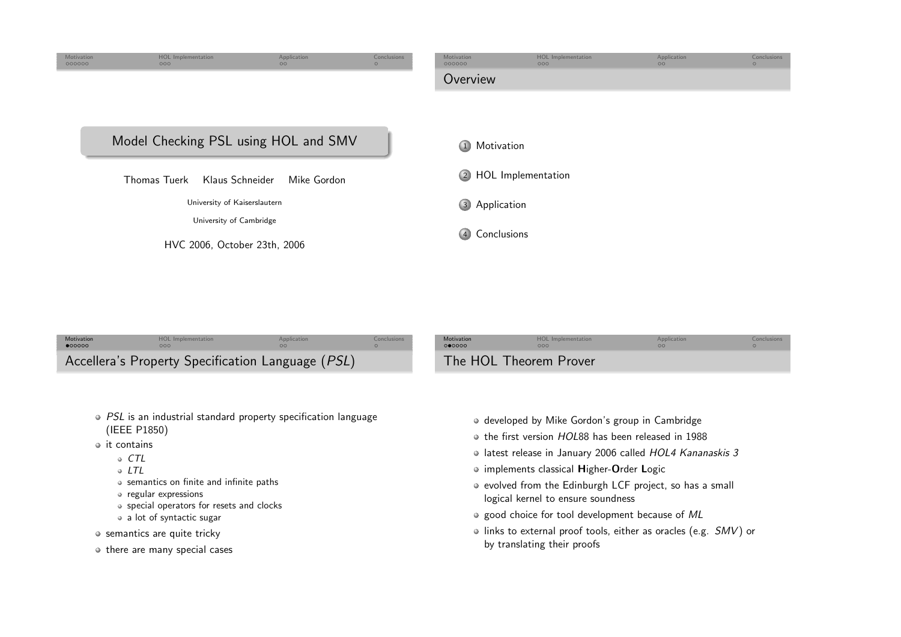# Model Checking PSL using HOL and SMV

Thomas Tuerk Klaus Schneider Mike Gordon

University of Kaiserslautern

University of Cambridge

HVC 2006, October 23th, 2006

## Overview

1. Motivation
2. HOL Implementation
3. Application
4. Conclusions

## Accellera's Property Specification Language (*PSL*)

- *PSL* is an industrial standard property specification language (IEEE P1850)
- it contains
  - *CTL*
  - *LTL*
  - semantics on finite and infinite paths
  - regular expressions
  - special operators for resets and clocks
  - a lot of syntactic sugar
- semantics are quite tricky
- there are many special cases

## The HOL Theorem Prover

- developed by Mike Gordon's group in Cambridge
- the first version *HOL*88 has been released in 1988
- latest release in January 2006 called *HOL4 Kananaskis 3*
- implements classical **H**igher-**O**rder **L**ogic
- evolved from the Edinburgh LCF project, so has a small logical kernel to ensure soundness
- good choice for tool development because of *ML*
- links to external proof tools, either as oracles (e.g. *SMV*) or by translating their proofs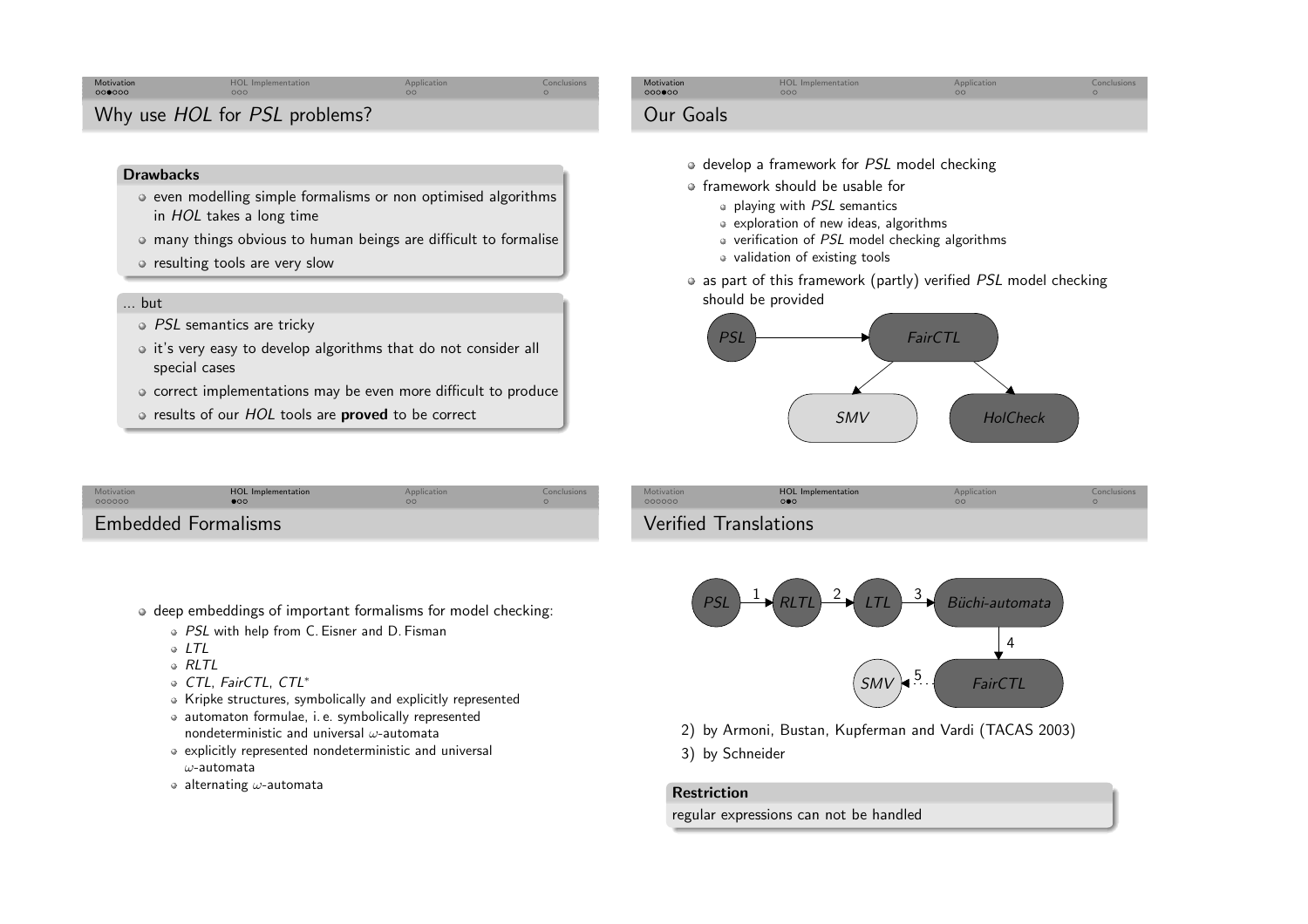## Why use *HOL* for *PSL* problems?

**Drawbacks**

- even modelling simple formalisms or non optimised algorithms in *HOL* takes a long time
- many things obvious to human beings are difficult to formalise
- resulting tools are very slow

... but

- *PSL* semantics are tricky
- it's very easy to develop algorithms that do not consider all special cases
- correct implementations may be even more difficult to produce
- results of our *HOL* tools are **proved** to be correct

## Our Goals

- develop a framework for *PSL* model checking
- framework should be usable for
  - playing with *PSL* semantics
  - exploration of new ideas, algorithms
  - verification of *PSL* model checking algorithms
  - validation of existing tools
- as part of this framework (partly) verified *PSL* model checking should be provided

*PSL* → *FairCTL* → *SMV*, *HolCheck*

## Embedded Formalisms

- deep embeddings of important formalisms for model checking:
  - *PSL* with help from C. Eisner and D. Fisman
  - *LTL*
  - *RLTL*
  - *CTL*, *FairCTL*, *CTL*$^*$
  - Kripke structures, symbolically and explicitly represented
  - automaton formulae, i. e. symbolically represented nondeterministic and universal $\omega$-automata
  - explicitly represented nondeterministic and universal $\omega$-automata
  - alternating $\omega$-automata

## Verified Translations

*PSL* →(1) *RLTL* →(2) *LTL* →(3) *Büchi-automata* →(4) *FairCTL* ⇢(5) *SMV*

2) by Armoni, Bustan, Kupferman and Vardi (TACAS 2003)
3) by Schneider

**Restriction**

regular expressions can not be handled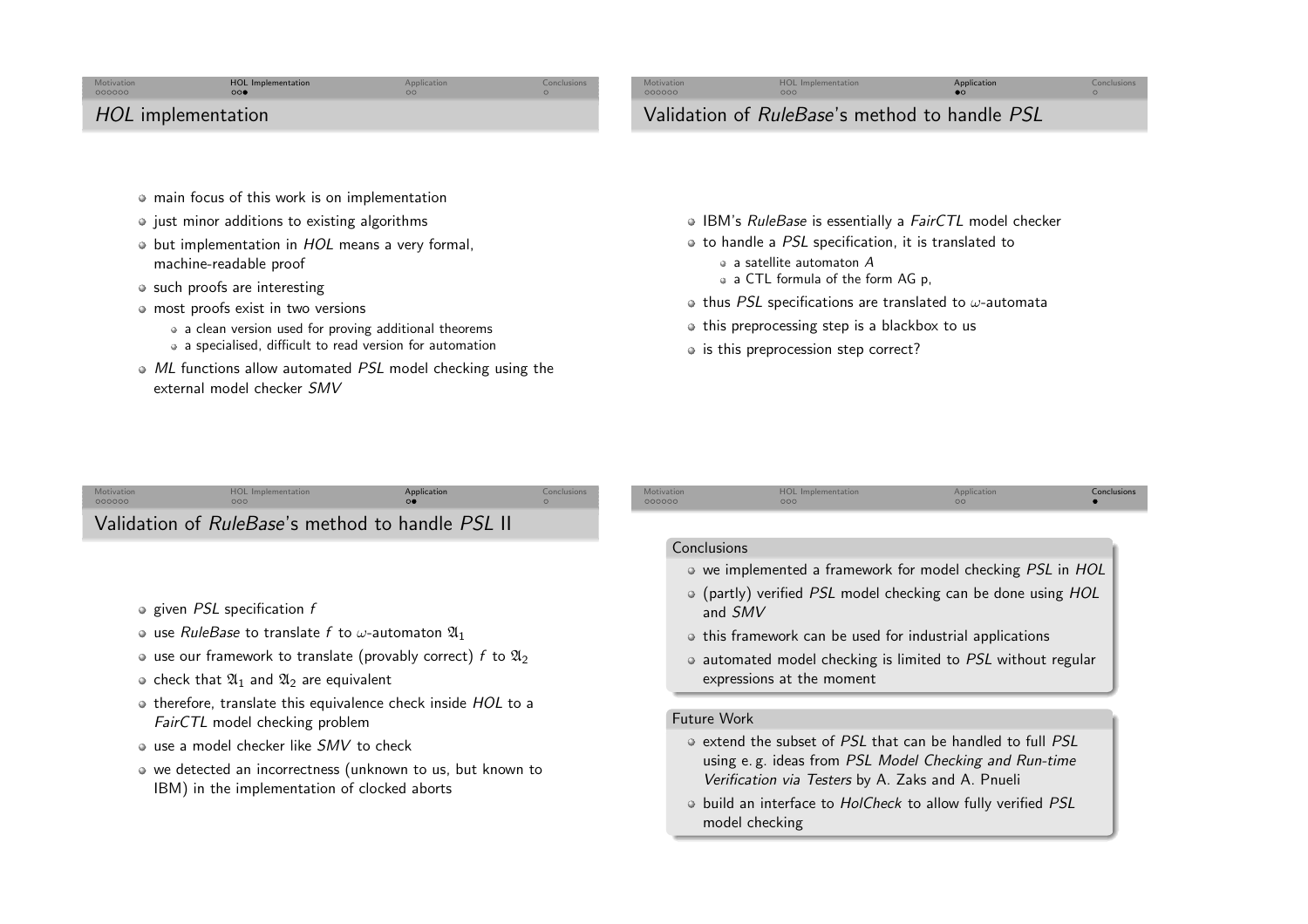## *HOL* implementation

- main focus of this work is on implementation
- just minor additions to existing algorithms
- but implementation in *HOL* means a very formal, machine-readable proof
- such proofs are interesting
- most proofs exist in two versions
  - a clean version used for proving additional theorems
  - a specialised, difficult to read version for automation
- *ML* functions allow automated *PSL* model checking using the external model checker *SMV*

## Validation of *RuleBase*'s method to handle *PSL*

- IBM's *RuleBase* is essentially a *FairCTL* model checker
- to handle a *PSL* specification, it is translated to
  - a satellite automaton *A*
  - a CTL formula of the form AG p,
- thus *PSL* specifications are translated to $\omega$-automata
- this preprocessing step is a blackbox to us
- is this preprocession step correct?

## Validation of *RuleBase*'s method to handle *PSL* II

- given *PSL* specification *f*
- use *RuleBase* to translate *f* to $\omega$-automaton $\mathfrak{A}_1$
- use our framework to translate (provably correct) *f* to $\mathfrak{A}_2$
- check that $\mathfrak{A}_1$ and $\mathfrak{A}_2$ are equivalent
- therefore, translate this equivalence check inside *HOL* to a *FairCTL* model checking problem
- use a model checker like *SMV* to check
- we detected an incorrectness (unknown to us, but known to IBM) in the implementation of clocked aborts

### Conclusions

- we implemented a framework for model checking *PSL* in *HOL*
- (partly) verified *PSL* model checking can be done using *HOL* and *SMV*
- this framework can be used for industrial applications
- automated model checking is limited to *PSL* without regular expressions at the moment

### Future Work

- extend the subset of *PSL* that can be handled to full *PSL* using e. g. ideas from *PSL Model Checking and Run-time Verification via Testers* by A. Zaks and A. Pnueli
- build an interface to *HolCheck* to allow fully verified *PSL* model checking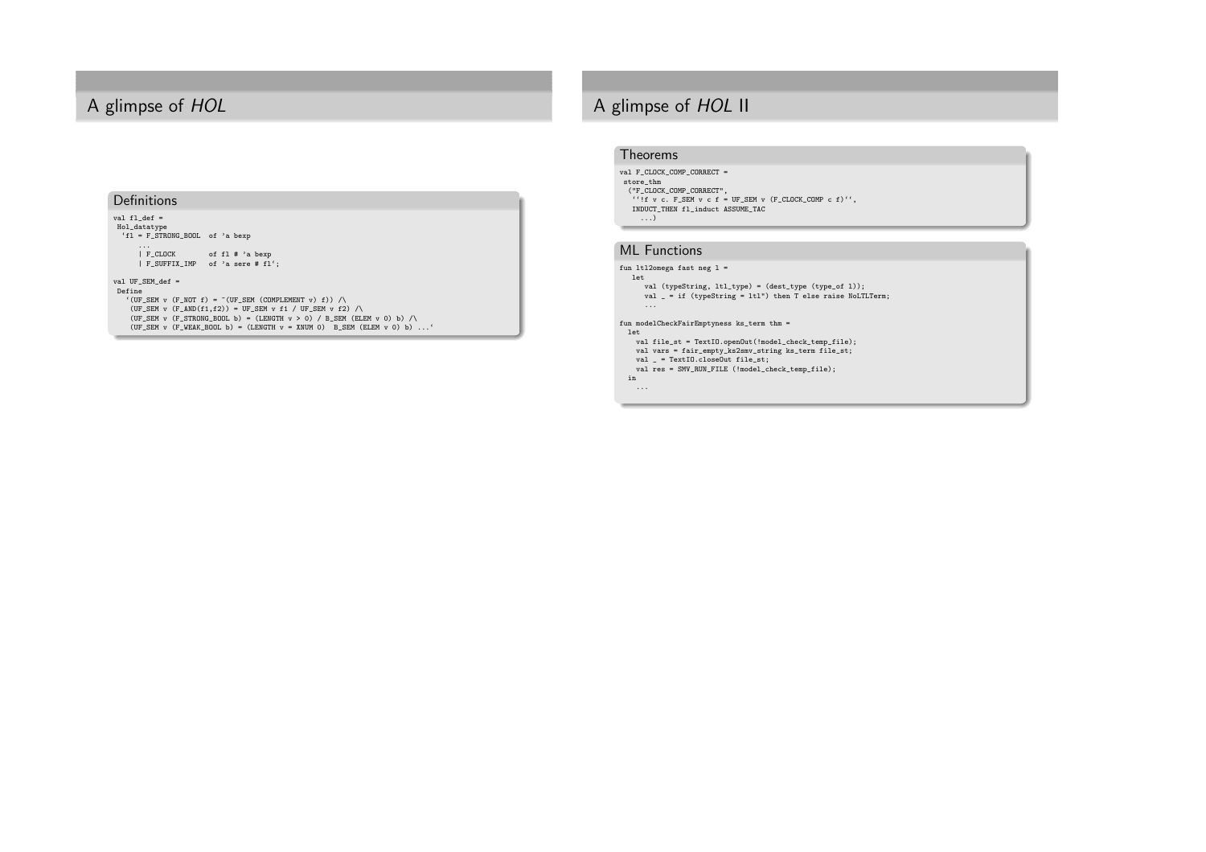# A glimpse of *HOL*

## Definitions

```
val fl_def =
 Hol_datatype
  `fl = F_STRONG_BOOL  of 'a bexp
       ...
      | F_CLOCK        of fl # 'a bexp
      | F_SUFFIX_IMP   of 'a sere # fl`;

val UF_SEM_def =
 Define
   `(UF_SEM v (F_NOT f) = ~(UF_SEM (COMPLEMENT v) f)) /\
    (UF_SEM v (F_AND(f1,f2)) = UF_SEM v f1 / UF_SEM v f2) /\
    (UF_SEM v (F_STRONG_BOOL b) = (LENGTH v > 0) / B_SEM (ELEM v 0) b) /\
    (UF_SEM v (F_WEAK_BOOL b) = (LENGTH v = XNUM 0)  B_SEM (ELEM v 0) b) ...`
```

# A glimpse of *HOL* II

## Theorems

```
val F_CLOCK_COMP_CORRECT =
 store_thm
  ("F_CLOCK_COMP_CORRECT",
   ``!f v c. F_SEM v c f = UF_SEM v (F_CLOCK_COMP c f)``,
   INDUCT_THEN fl_induct ASSUME_TAC
     ...)
```

## ML Functions

```
fun ltl2omega fast neg l =
   let
      val (typeString, ltl_type) = (dest_type (type_of l));
      val _ = if (typeString = ltl") then T else raise NoLTLTerm;
      ...

fun modelCheckFairEmptyness ks_term thm =
  let
    val file_st = TextIO.openOut(!model_check_temp_file);
    val vars = fair_empty_ks2smv_string ks_term file_st;
    val _ = TextIO.closeOut file_st;
    val res = SMV_RUN_FILE (!model_check_temp_file);
  in
    ...
```